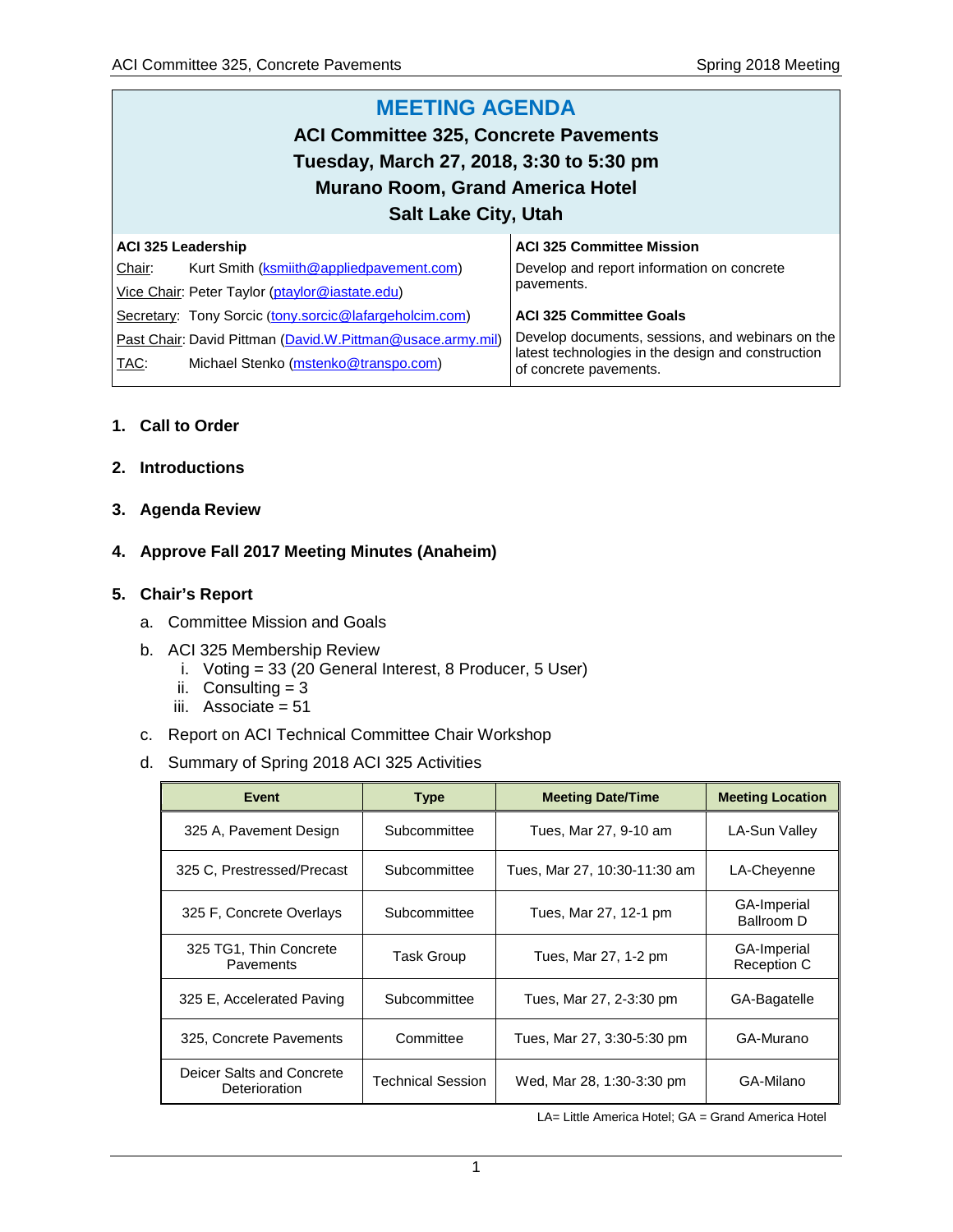# MEETING AGENDA

## ACI Committee 325, Concrete Pavements
## Tuesday, March 27, 2018, 3:30 to 5:30 pm
## Murano Room, Grand America Hotel
## Salt Lake City, Utah

| ACI 325 Leadership | ACI 325 Committee Mission |
|---|---|
| Chair: Kurt Smith (ksmiith@appliedpavement.com) | Develop and report information on concrete pavements. |
| Vice Chair: Peter Taylor (ptaylor@iastate.edu) | |
| Secretary: Tony Sorcic (tony.sorcic@lafargeholcim.com) | **ACI 325 Committee Goals** |
| Past Chair: David Pittman (David.W.Pittman@usace.army.mil) | Develop documents, sessions, and webinars on the latest technologies in the design and construction of concrete pavements. |
| TAC: Michael Stenko (mstenko@transpo.com) | |

1. **Call to Order**

2. **Introductions**

3. **Agenda Review**

4. **Approve Fall 2017 Meeting Minutes (Anaheim)**

5. **Chair's Report**

   a. Committee Mission and Goals

   b. ACI 325 Membership Review
      i. Voting = 33 (20 General Interest, 8 Producer, 5 User)
      ii. Consulting = 3
      iii. Associate = 51

   c. Report on ACI Technical Committee Chair Workshop

   d. Summary of Spring 2018 ACI 325 Activities

| Event | Type | Meeting Date/Time | Meeting Location |
|---|---|---|---|
| 325 A, Pavement Design | Subcommittee | Tues, Mar 27, 9-10 am | LA-Sun Valley |
| 325 C, Prestressed/Precast | Subcommittee | Tues, Mar 27, 10:30-11:30 am | LA-Cheyenne |
| 325 F, Concrete Overlays | Subcommittee | Tues, Mar 27, 12-1 pm | GA-Imperial Ballroom D |
| 325 TG1, Thin Concrete Pavements | Task Group | Tues, Mar 27, 1-2 pm | GA-Imperial Reception C |
| 325 E, Accelerated Paving | Subcommittee | Tues, Mar 27, 2-3:30 pm | GA-Bagatelle |
| 325, Concrete Pavements | Committee | Tues, Mar 27, 3:30-5:30 pm | GA-Murano |
| Deicer Salts and Concrete Deterioration | Technical Session | Wed, Mar 28, 1:30-3:30 pm | GA-Milano |

LA= Little America Hotel; GA = Grand America Hotel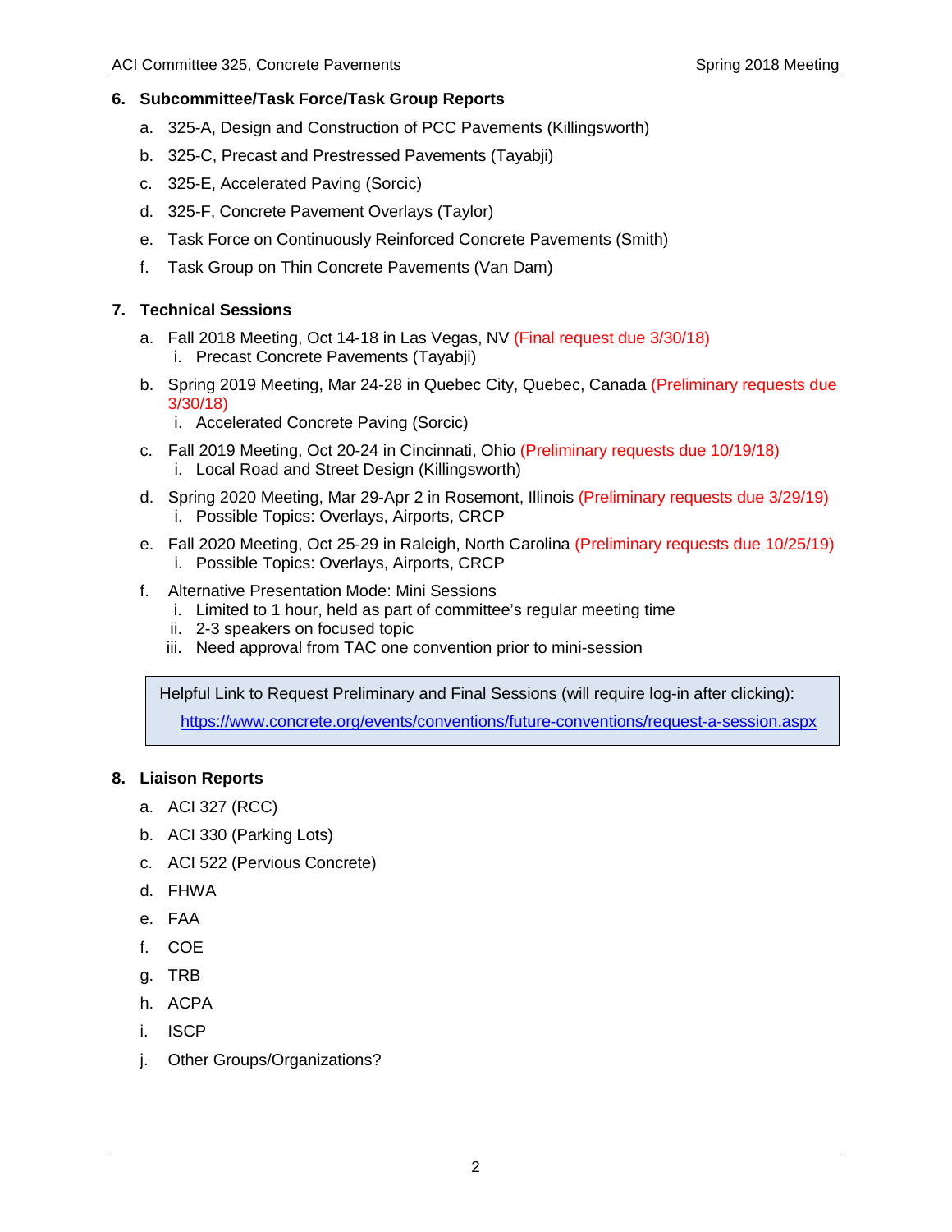## 6. Subcommittee/Task Force/Task Group Reports

a. 325-A, Design and Construction of PCC Pavements (Killingsworth)

b. 325-C, Precast and Prestressed Pavements (Tayabji)

c. 325-E, Accelerated Paving (Sorcic)

d. 325-F, Concrete Pavement Overlays (Taylor)

e. Task Force on Continuously Reinforced Concrete Pavements (Smith)

f. Task Group on Thin Concrete Pavements (Van Dam)

## 7. Technical Sessions

a. Fall 2018 Meeting, Oct 14-18 in Las Vegas, NV (Final request due 3/30/18)
   i. Precast Concrete Pavements (Tayabji)

b. Spring 2019 Meeting, Mar 24-28 in Quebec City, Quebec, Canada (Preliminary requests due 3/30/18)
   i. Accelerated Concrete Paving (Sorcic)

c. Fall 2019 Meeting, Oct 20-24 in Cincinnati, Ohio (Preliminary requests due 10/19/18)
   i. Local Road and Street Design (Killingsworth)

d. Spring 2020 Meeting, Mar 29-Apr 2 in Rosemont, Illinois (Preliminary requests due 3/29/19)
   i. Possible Topics: Overlays, Airports, CRCP

e. Fall 2020 Meeting, Oct 25-29 in Raleigh, North Carolina (Preliminary requests due 10/25/19)
   i. Possible Topics: Overlays, Airports, CRCP

f. Alternative Presentation Mode: Mini Sessions
   i. Limited to 1 hour, held as part of committee's regular meeting time
   ii. 2-3 speakers on focused topic
   iii. Need approval from TAC one convention prior to mini-session

Helpful Link to Request Preliminary and Final Sessions (will require log-in after clicking):
https://www.concrete.org/events/conventions/future-conventions/request-a-session.aspx

## 8. Liaison Reports

a. ACI 327 (RCC)

b. ACI 330 (Parking Lots)

c. ACI 522 (Pervious Concrete)

d. FHWA

e. FAA

f. COE

g. TRB

h. ACPA

i. ISCP

j. Other Groups/Organizations?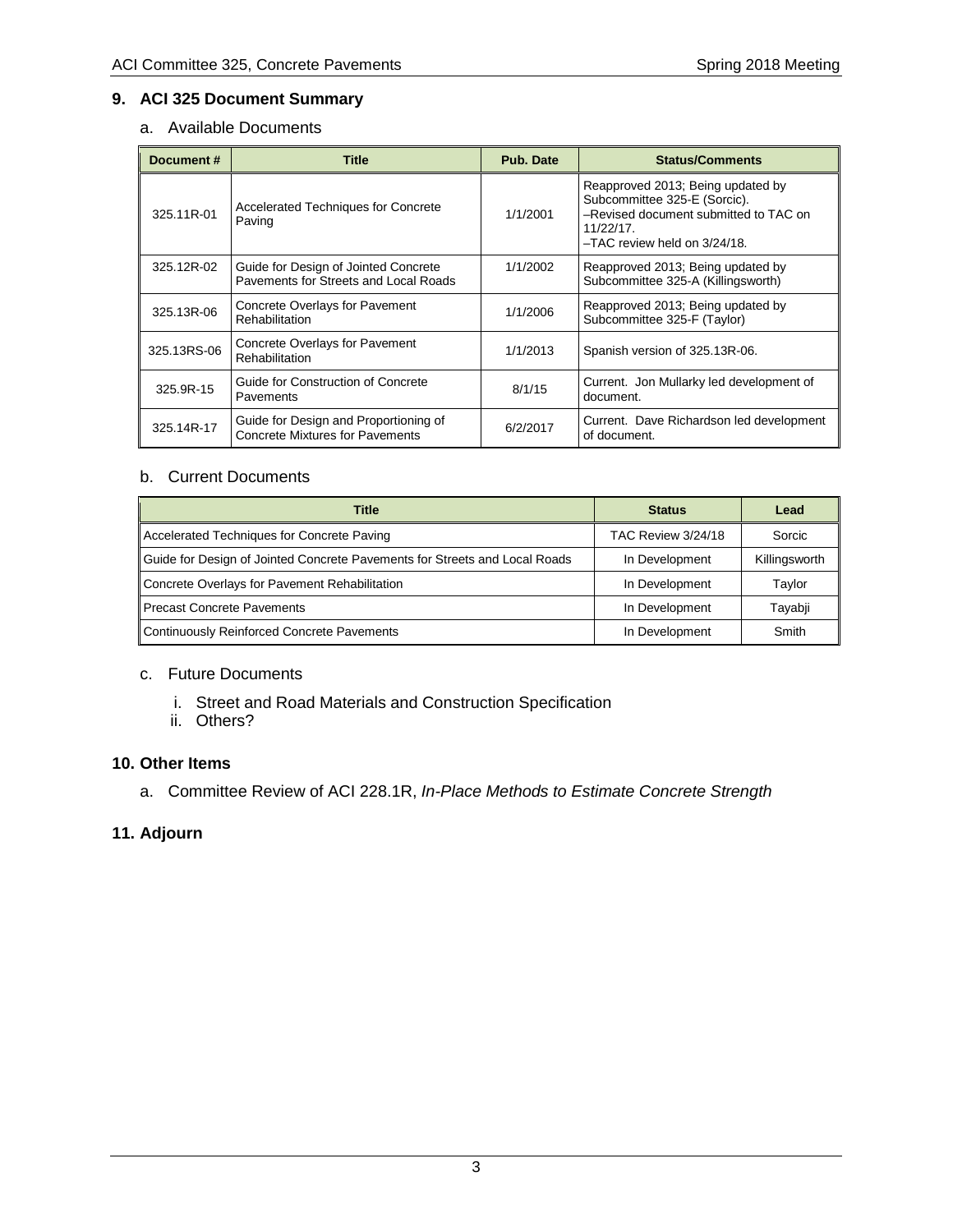## 9. ACI 325 Document Summary

### a. Available Documents

| Document # | Title | Pub. Date | Status/Comments |
|---|---|---|---|
| 325.11R-01 | Accelerated Techniques for Concrete Paving | 1/1/2001 | Reapproved 2013; Being updated by Subcommittee 325-E (Sorcic). –Revised document submitted to TAC on 11/22/17. –TAC review held on 3/24/18. |
| 325.12R-02 | Guide for Design of Jointed Concrete Pavements for Streets and Local Roads | 1/1/2002 | Reapproved 2013; Being updated by Subcommittee 325-A (Killingsworth) |
| 325.13R-06 | Concrete Overlays for Pavement Rehabilitation | 1/1/2006 | Reapproved 2013; Being updated by Subcommittee 325-F (Taylor) |
| 325.13RS-06 | Concrete Overlays for Pavement Rehabilitation | 1/1/2013 | Spanish version of 325.13R-06. |
| 325.9R-15 | Guide for Construction of Concrete Pavements | 8/1/15 | Current. Jon Mullarky led development of document. |
| 325.14R-17 | Guide for Design and Proportioning of Concrete Mixtures for Pavements | 6/2/2017 | Current. Dave Richardson led development of document. |

### b. Current Documents

| Title | Status | Lead |
|---|---|---|
| Accelerated Techniques for Concrete Paving | TAC Review 3/24/18 | Sorcic |
| Guide for Design of Jointed Concrete Pavements for Streets and Local Roads | In Development | Killingsworth |
| Concrete Overlays for Pavement Rehabilitation | In Development | Taylor |
| Precast Concrete Pavements | In Development | Tayabji |
| Continuously Reinforced Concrete Pavements | In Development | Smith |

### c. Future Documents

i. Street and Road Materials and Construction Specification
ii. Others?

## 10. Other Items

a. Committee Review of ACI 228.1R, *In-Place Methods to Estimate Concrete Strength*

## 11. Adjourn